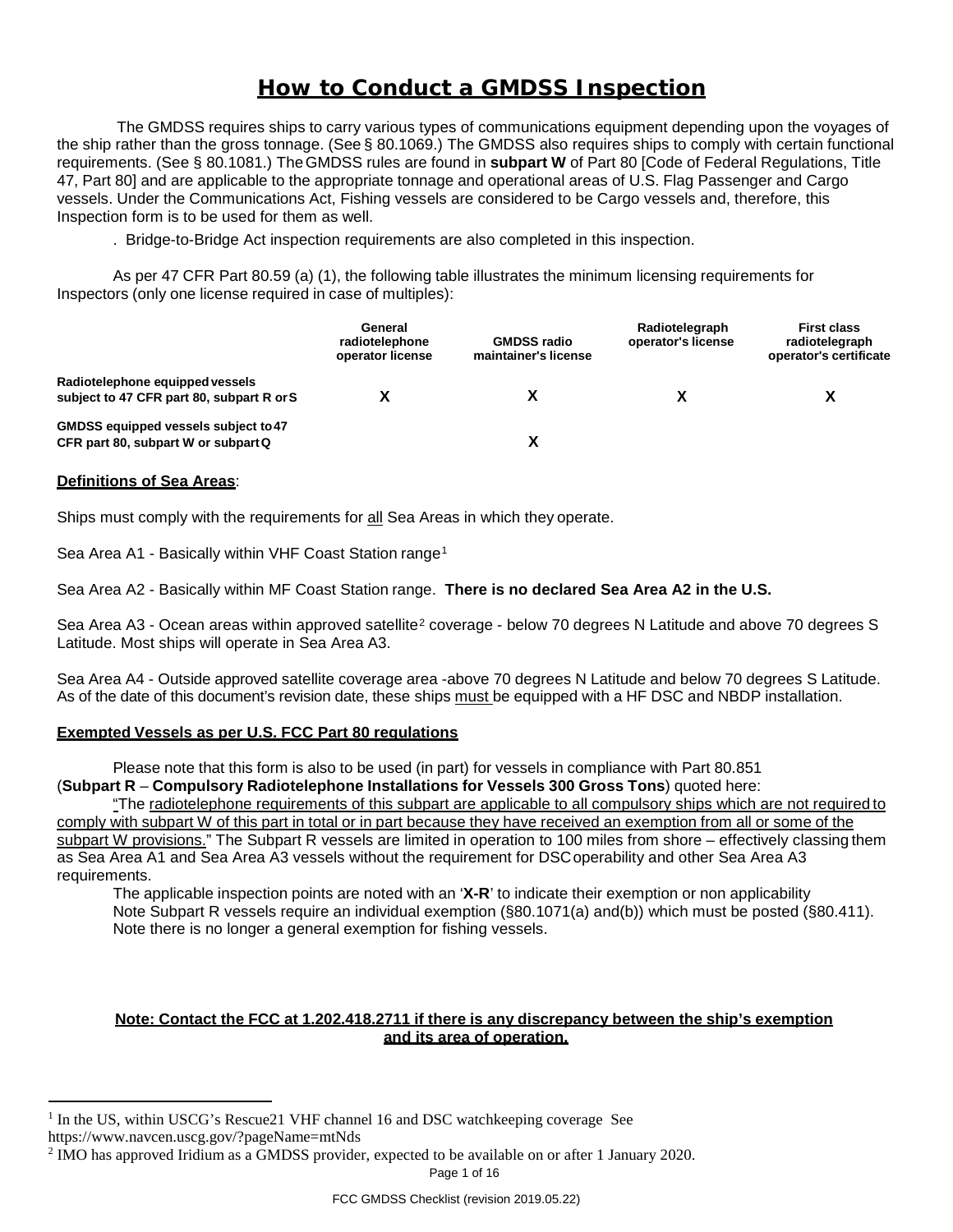# How to Conduct a GMDSS Inspection

The GMDSS requires ships to carry various types of communications equipment depending upon the voyages of the ship rather than the gross tonnage. (See § 80.1069.) The GMDSS also requires ships to comply with certain functional requirements. (See § 80.1081.) The GMDSS rules are found in **subpart W** of Part 80 [Code of Federal Regulations, Title 47, Part 80] and are applicable to the appropriate tonnage and operational areas of U.S. Flag Passenger and Cargo vessels. Under the Communications Act, Fishing vessels are considered to be Cargo vessels and, therefore, this Inspection form is to be used for them as well.

. Bridge-to-Bridge Act inspection requirements are also completed in this inspection.

As per 47 CFR Part 80.59 (a) (1), the following table illustrates the minimum licensing requirements for Inspectors (only one license required in case of multiples):

| | General radiotelephone operator license | GMDSS radio maintainer's license | Radiotelegraph operator's license | First class radiotelegraph operator's certificate |
|---|---|---|---|---|
| **Radiotelephone equipped vessels subject to 47 CFR part 80, subpart R or S** | **X** | **X** | **X** | **X** |
| **GMDSS equipped vessels subject to 47 CFR part 80, subpart W or subpart Q** | | **X** | | |

**Definitions of Sea Areas**:

Ships must comply with the requirements for all Sea Areas in which they operate.

Sea Area A1 - Basically within VHF Coast Station range[1]

Sea Area A2 - Basically within MF Coast Station range. **There is no declared Sea Area A2 in the U.S.**

Sea Area A3 - Ocean areas within approved satellite[2] coverage - below 70 degrees N Latitude and above 70 degrees S Latitude. Most ships will operate in Sea Area A3.

Sea Area A4 - Outside approved satellite coverage area -above 70 degrees N Latitude and below 70 degrees S Latitude. As of the date of this document's revision date, these ships must be equipped with a HF DSC and NBDP installation.

**Exempted Vessels as per U.S. FCC Part 80 regulations**

Please note that this form is also to be used (in part) for vessels in compliance with Part 80.851 (**Subpart R** – **Compulsory Radiotelephone Installations for Vessels 300 Gross Tons**) quoted here:

"The radiotelephone requirements of this subpart are applicable to all compulsory ships which are not required to comply with subpart W of this part in total or in part because they have received an exemption from all or some of the subpart W provisions." The Subpart R vessels are limited in operation to 100 miles from shore – effectively classing them as Sea Area A1 and Sea Area A3 vessels without the requirement for DSC operability and other Sea Area A3 requirements.

The applicable inspection points are noted with an '**X-R**' to indicate their exemption or non applicability
Note Subpart R vessels require an individual exemption (§80.1071(a) and(b)) which must be posted (§80.411).
Note there is no longer a general exemption for fishing vessels.

**Note: Contact the FCC at 1.202.418.2711 if there is any discrepancy between the ship's exemption and its area of operation.**

---

[1] In the US, within USCG's Rescue21 VHF channel 16 and DSC watchkeeping coverage See https://www.navcen.uscg.gov/?pageName=mtNds

[2] IMO has approved Iridium as a GMDSS provider, expected to be available on or after 1 January 2020.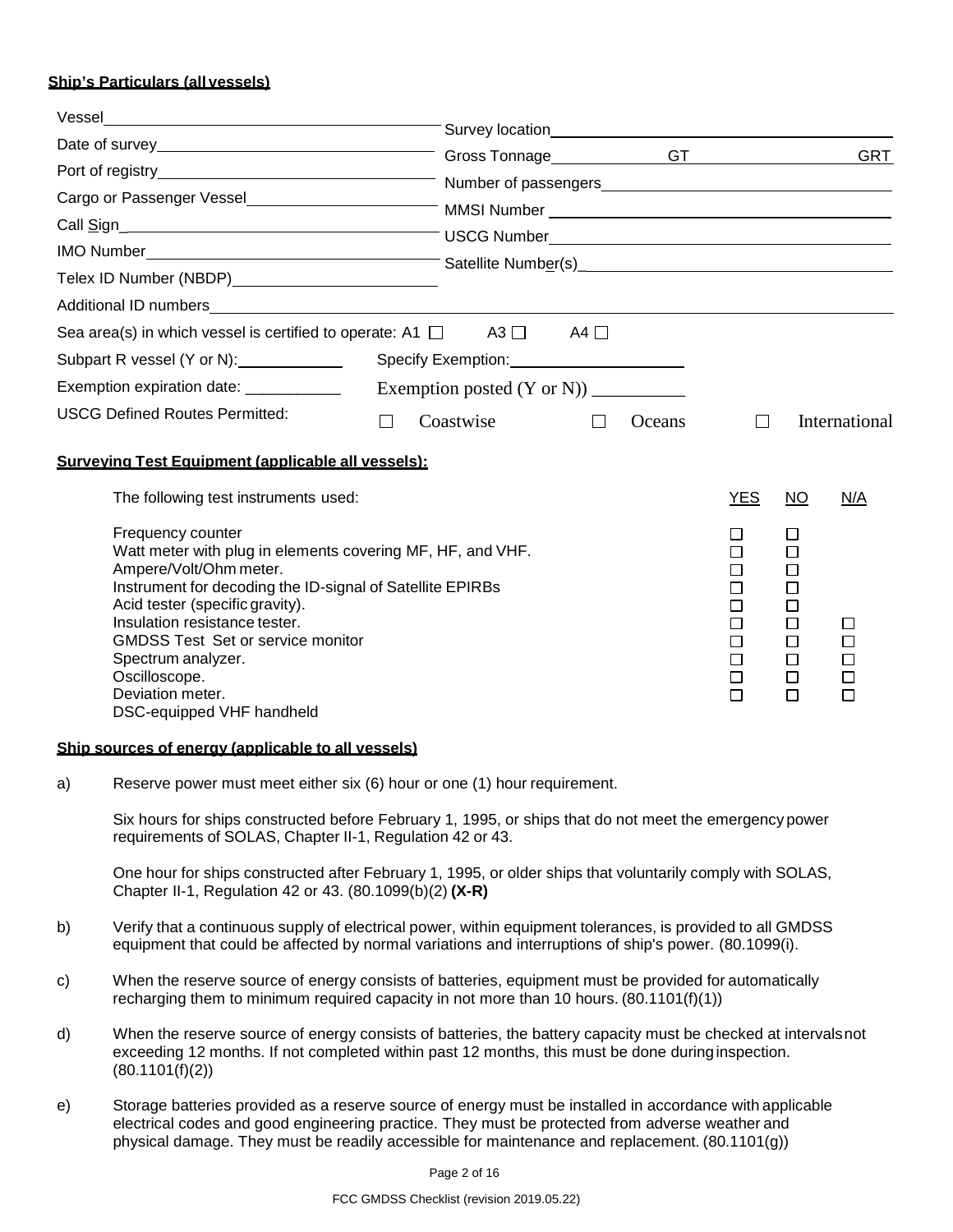**Ship's Particulars (all vessels)**

Vessel\_\_\_\_\_\_\_\_\_\_\_\_\_\_\_\_\_\_\_\_\_\_\_\_\_\_\_\_\_\_ Survey location\_\_\_\_\_\_\_\_\_\_\_\_\_\_\_\_\_\_\_\_\_\_\_\_\_\_\_\_\_\_

Date of survey\_\_\_\_\_\_\_\_\_\_\_\_\_\_\_\_\_\_\_\_\_\_\_\_\_\_\_\_ Gross Tonnage\_\_\_\_\_\_\_\_\_\_\_\_ GT \_\_\_\_\_\_\_\_\_\_\_\_ GRT

Port of registry\_\_\_\_\_\_\_\_\_\_\_\_\_\_\_\_\_\_\_\_\_\_\_\_\_\_\_\_ Number of passengers\_\_\_\_\_\_\_\_\_\_\_\_\_\_\_\_\_\_\_\_\_\_\_\_\_\_

Cargo or Passenger Vessel\_\_\_\_\_\_\_\_\_\_\_\_\_\_\_\_\_\_\_\_ MMSI Number \_\_\_\_\_\_\_\_\_\_\_\_\_\_\_\_\_\_\_\_\_\_\_\_\_\_\_\_\_\_

Call Sign\_\_\_\_\_\_\_\_\_\_\_\_\_\_\_\_\_\_\_\_\_\_\_\_\_\_\_\_\_\_\_\_ USCG Number\_\_\_\_\_\_\_\_\_\_\_\_\_\_\_\_\_\_\_\_\_\_\_\_\_\_\_\_\_\_

IMO Number\_\_\_\_\_\_\_\_\_\_\_\_\_\_\_\_\_\_\_\_\_\_\_\_\_\_\_\_\_\_ Satellite Number(s)\_\_\_\_\_\_\_\_\_\_\_\_\_\_\_\_\_\_\_\_\_\_\_\_\_\_\_\_

Telex ID Number (NBDP)\_\_\_\_\_\_\_\_\_\_\_\_\_\_\_\_\_\_\_\_\_\_

Additional ID numbers\_\_\_\_\_\_\_\_\_\_\_\_\_\_\_\_\_\_\_\_\_\_\_\_\_\_\_\_\_\_\_\_\_\_\_\_\_\_\_\_\_\_\_\_\_\_\_\_\_\_\_\_\_\_\_\_\_\_\_\_\_\_\_\_\_\_\_\_\_\_\_\_

Sea area(s) in which vessel is certified to operate: A1 ☐ A3 ☐ A4 ☐

Subpart R vessel (Y or N):\_\_\_\_\_\_\_\_\_\_\_\_ Specify Exemption:\_\_\_\_\_\_\_\_\_\_\_\_\_\_\_\_\_\_\_\_

Exemption expiration date: \_\_\_\_\_\_\_\_\_\_\_ Exemption posted (Y or N)) \_\_\_\_\_\_\_\_\_\_

USCG Defined Routes Permitted: ☐ Coastwise ☐ Oceans ☐ International

**Surveying Test Equipment (applicable all vessels):**

| The following test instruments used: | YES | NO | N/A |
|---|---|---|---|
| Frequency counter | ☐ | ☐ | |
| Watt meter with plug in elements covering MF, HF, and VHF. | ☐ | ☐ | |
| Ampere/Volt/Ohm meter. | ☐ | ☐ | |
| Instrument for decoding the ID-signal of Satellite EPIRBs | ☐ | ☐ | |
| Acid tester (specific gravity). | ☐ | ☐ | |
| Insulation resistance tester. | ☐ | ☐ | ☐ |
| GMDSS Test Set or service monitor | ☐ | ☐ | ☐ |
| Spectrum analyzer. | ☐ | ☐ | ☐ |
| Oscilloscope. | ☐ | ☐ | ☐ |
| Deviation meter. | ☐ | ☐ | ☐ |
| DSC-equipped VHF handheld | | | |

**Ship sources of energy (applicable to all vessels)**

a) Reserve power must meet either six (6) hour or one (1) hour requirement.

Six hours for ships constructed before February 1, 1995, or ships that do not meet the emergency power requirements of SOLAS, Chapter II-1, Regulation 42 or 43.

One hour for ships constructed after February 1, 1995, or older ships that voluntarily comply with SOLAS, Chapter II-1, Regulation 42 or 43. (80.1099(b)(2) **(X-R)**

b) Verify that a continuous supply of electrical power, within equipment tolerances, is provided to all GMDSS equipment that could be affected by normal variations and interruptions of ship's power. (80.1099(i).

c) When the reserve source of energy consists of batteries, equipment must be provided for automatically recharging them to minimum required capacity in not more than 10 hours. (80.1101(f)(1))

d) When the reserve source of energy consists of batteries, the battery capacity must be checked at intervals not exceeding 12 months. If not completed within past 12 months, this must be done during inspection. (80.1101(f)(2))

e) Storage batteries provided as a reserve source of energy must be installed in accordance with applicable electrical codes and good engineering practice. They must be protected from adverse weather and physical damage. They must be readily accessible for maintenance and replacement. (80.1101(g))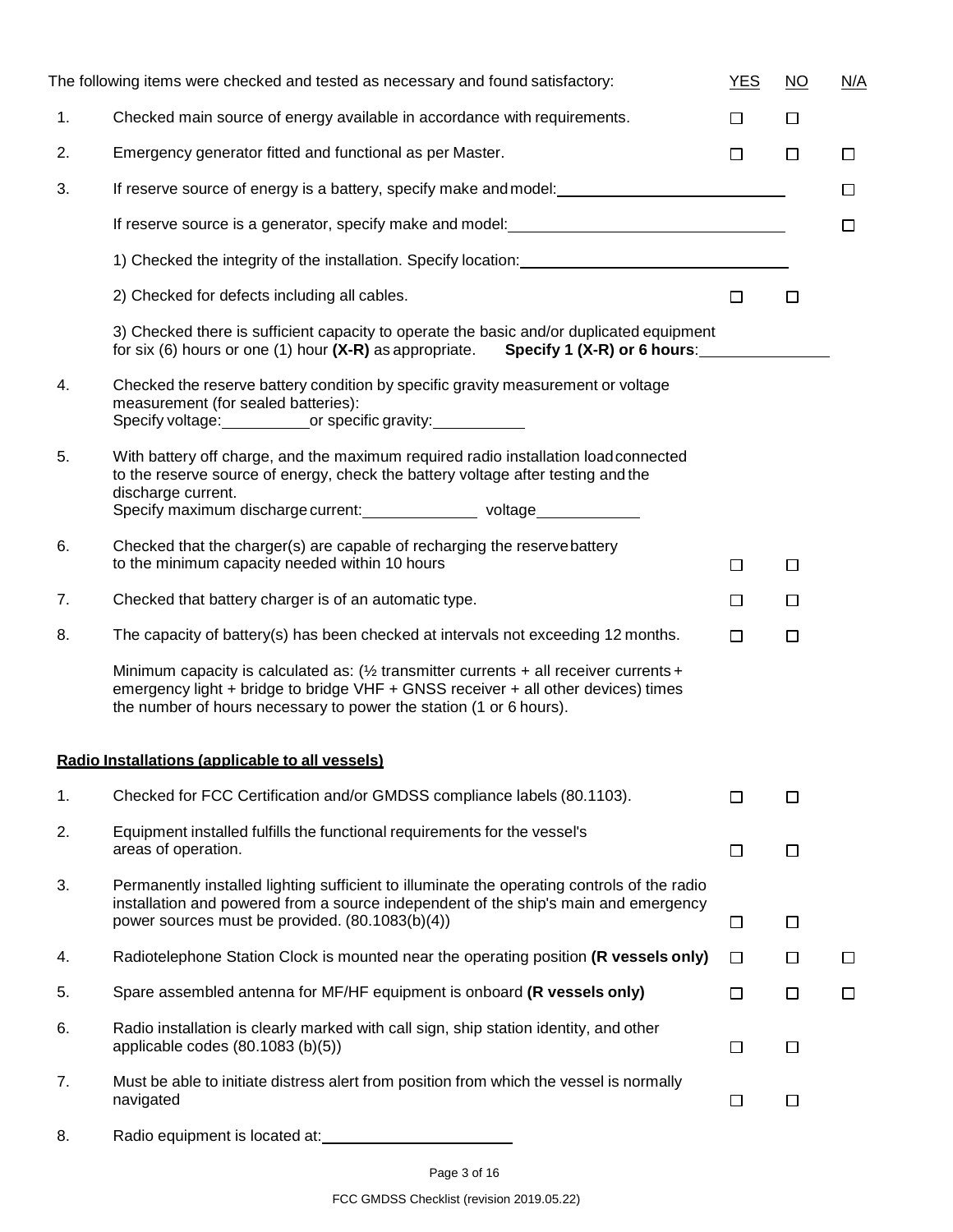| | The following items were checked and tested as necessary and found satisfactory: | YES | NO | N/A |
|---|---|---|---|---|
| 1. | Checked main source of energy available in accordance with requirements. | ☐ | ☐ | |
| 2. | Emergency generator fitted and functional as per Master. | ☐ | ☐ | ☐ |
| 3. | If reserve source of energy is a battery, specify make and model: ____________________ | | | ☐ |
| | If reserve source is a generator, specify make and model: ____________________ | | | ☐ |
| | 1) Checked the integrity of the installation. Specify location: ____________________ | | | |
| | 2) Checked for defects including all cables. | ☐ | ☐ | |
| | 3) Checked there is sufficient capacity to operate the basic and/or duplicated equipment for six (6) hours or one (1) hour **(X-R)** as appropriate. **Specify 1 (X-R) or 6 hours**: __________ | | | |
| 4. | Checked the reserve battery condition by specific gravity measurement or voltage measurement (for sealed batteries): Specify voltage: __________ or specific gravity: __________ | | | |
| 5. | With battery off charge, and the maximum required radio installation load connected to the reserve source of energy, check the battery voltage after testing and the discharge current. Specify maximum discharge current: __________ voltage __________ | | | |
| 6. | Checked that the charger(s) are capable of recharging the reserve battery to the minimum capacity needed within 10 hours | ☐ | ☐ | |
| 7. | Checked that battery charger is of an automatic type. | ☐ | ☐ | |
| 8. | The capacity of battery(s) has been checked at intervals not exceeding 12 months. | ☐ | ☐ | |
| | Minimum capacity is calculated as: (½ transmitter currents + all receiver currents + emergency light + bridge to bridge VHF + GNSS receiver + all other devices) times the number of hours necessary to power the station (1 or 6 hours). | | | |

**Radio Installations (applicable to all vessels)**

| | | YES | NO | N/A |
|---|---|---|---|---|
| 1. | Checked for FCC Certification and/or GMDSS compliance labels (80.1103). | ☐ | ☐ | |
| 2. | Equipment installed fulfills the functional requirements for the vessel's areas of operation. | ☐ | ☐ | |
| 3. | Permanently installed lighting sufficient to illuminate the operating controls of the radio installation and powered from a source independent of the ship's main and emergency power sources must be provided. (80.1083(b)(4)) | ☐ | ☐ | |
| 4. | Radiotelephone Station Clock is mounted near the operating position **(R vessels only)** | ☐ | ☐ | ☐ |
| 5. | Spare assembled antenna for MF/HF equipment is onboard **(R vessels only)** | ☐ | ☐ | ☐ |
| 6. | Radio installation is clearly marked with call sign, ship station identity, and other applicable codes (80.1083 (b)(5)) | ☐ | ☐ | |
| 7. | Must be able to initiate distress alert from position from which the vessel is normally navigated | ☐ | ☐ | |
| 8. | Radio equipment is located at: ____________________ | | | |

FCC GMDSS Checklist (revision 2019.05.22)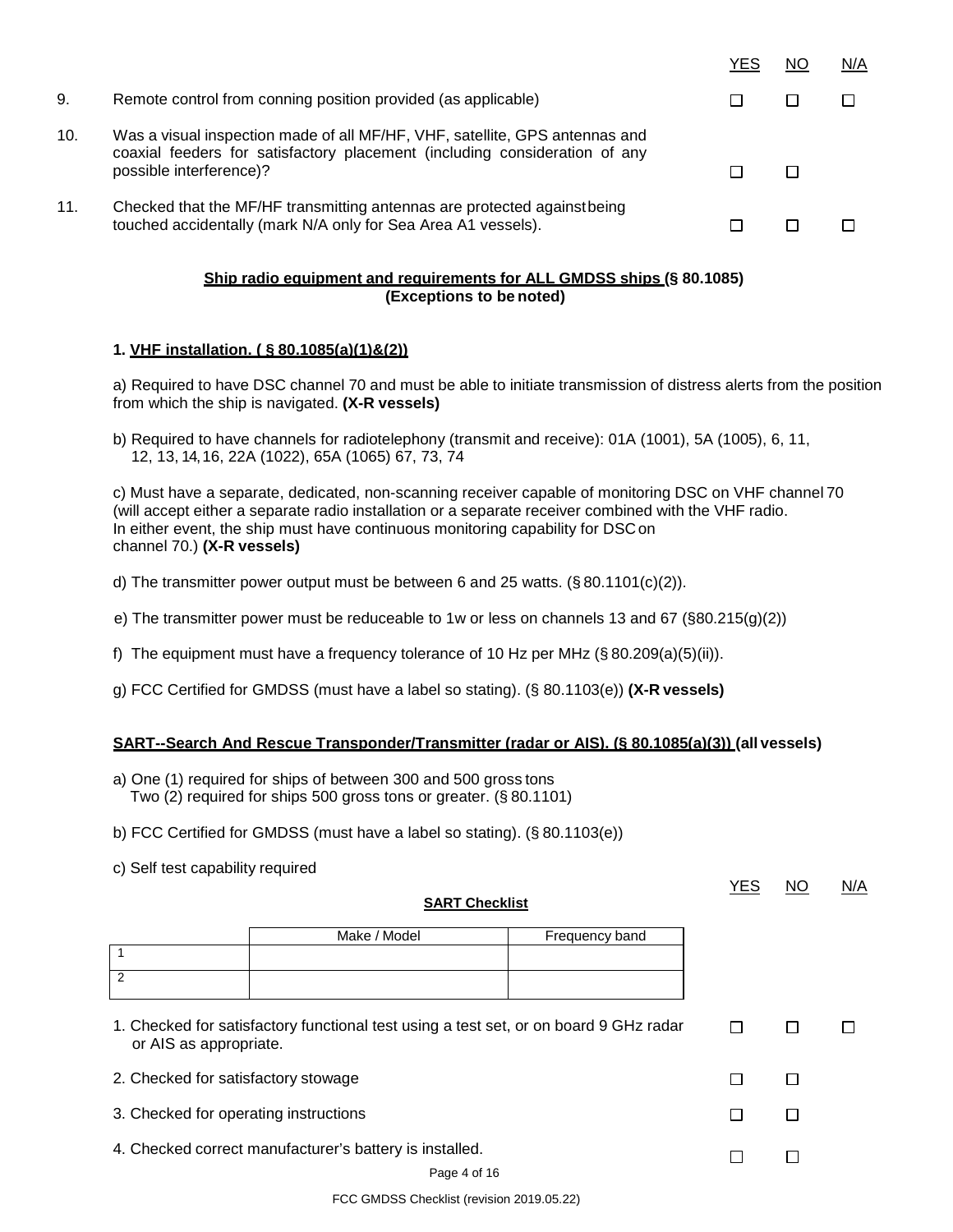| | | YES | NO | N/A |
|---|---|---|---|---|
| 9. | Remote control from conning position provided (as applicable) | ☐ | ☐ | ☐ |
| 10. | Was a visual inspection made of all MF/HF, VHF, satellite, GPS antennas and coaxial feeders for satisfactory placement (including consideration of any possible interference)? | ☐ | ☐ | |
| 11. | Checked that the MF/HF transmitting antennas are protected against being touched accidentally (mark N/A only for Sea Area A1 vessels). | ☐ | ☐ | ☐ |

## Ship radio equipment and requirements for ALL GMDSS ships (§ 80.1085)
**(Exceptions to be noted)**

### 1. VHF installation. ( § 80.1085(a)(1)&(2))

a) Required to have DSC channel 70 and must be able to initiate transmission of distress alerts from the position from which the ship is navigated. **(X-R vessels)**

b) Required to have channels for radiotelephony (transmit and receive): 01A (1001), 5A (1005), 6, 11, 12, 13, 14, 16, 22A (1022), 65A (1065) 67, 73, 74

c) Must have a separate, dedicated, non-scanning receiver capable of monitoring DSC on VHF channel 70 (will accept either a separate radio installation or a separate receiver combined with the VHF radio. In either event, the ship must have continuous monitoring capability for DSC on channel 70.) **(X-R vessels)**

d) The transmitter power output must be between 6 and 25 watts. (§ 80.1101(c)(2)).

e) The transmitter power must be reduceable to 1w or less on channels 13 and 67 (§80.215(g)(2))

f) The equipment must have a frequency tolerance of 10 Hz per MHz (§ 80.209(a)(5)(ii)).

g) FCC Certified for GMDSS (must have a label so stating). (§ 80.1103(e)) **(X-R vessels)**

### SART--Search And Rescue Transponder/Transmitter (radar or AIS). (§ 80.1085(a)(3)) (all vessels)

a) One (1) required for ships of between 300 and 500 gross tons
Two (2) required for ships 500 gross tons or greater. (§ 80.1101)

b) FCC Certified for GMDSS (must have a label so stating). (§ 80.1103(e))

c) Self test capability required

**SART Checklist**

| | Make / Model | Frequency band |
|---|---|---|
| 1 | | |
| 2 | | |

| | YES | NO | N/A |
|---|---|---|---|
| 1. Checked for satisfactory functional test using a test set, or on board 9 GHz radar or AIS as appropriate. | ☐ | ☐ | ☐ |
| 2. Checked for satisfactory stowage | ☐ | ☐ | |
| 3. Checked for operating instructions | ☐ | ☐ | |
| 4. Checked correct manufacturer's battery is installed. | ☐ | ☐ | |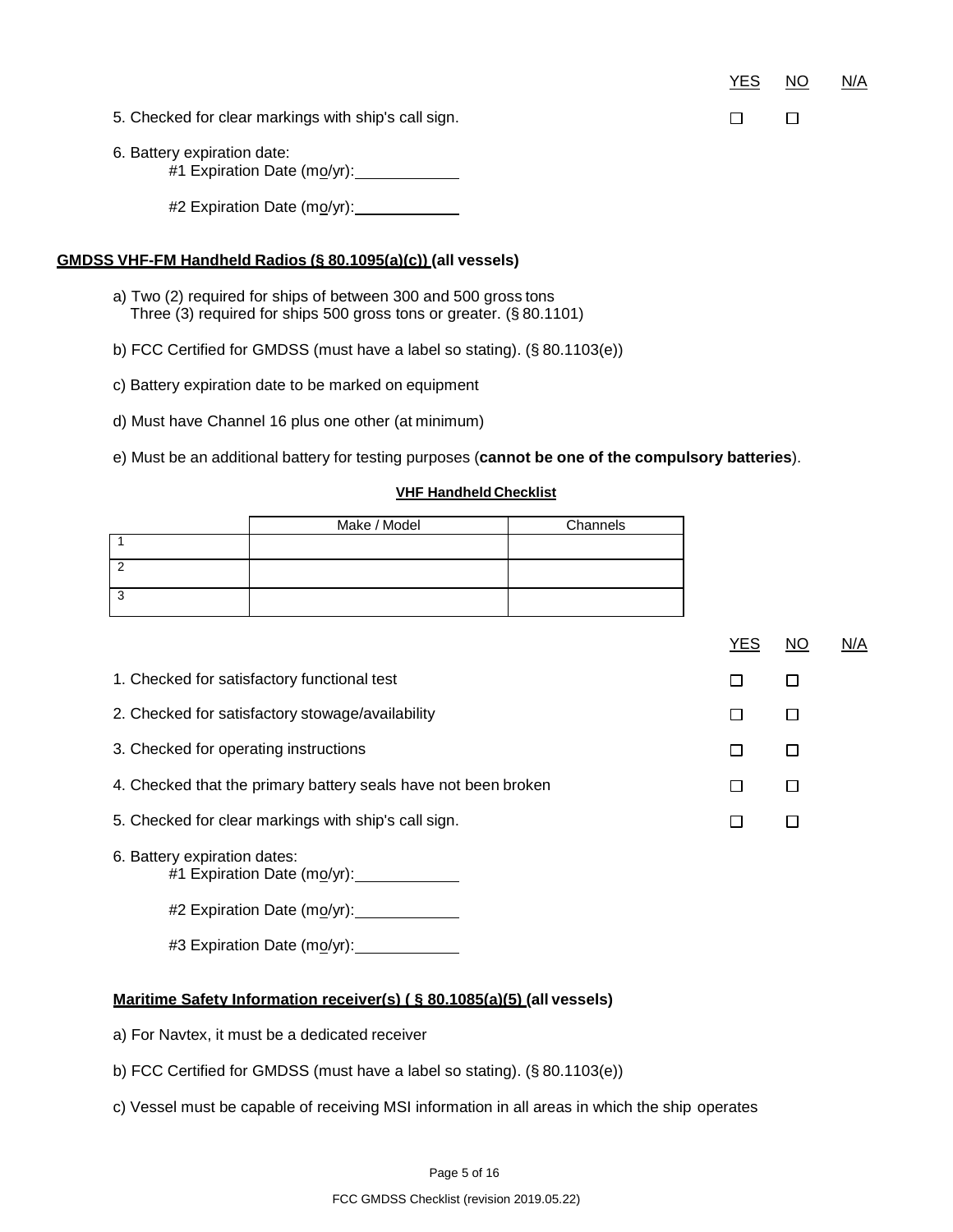| | YES | NO | N/A |
|---|---|---|---|
| 5. Checked for clear markings with ship's call sign. | ☐ | ☐ | |

6. Battery expiration date:
   #1 Expiration Date (mo/yr): ____________

   #2 Expiration Date (mo/yr): ____________

**GMDSS VHF-FM Handheld Radios (§ 80.1095(a)(c)) (all vessels)**

a) Two (2) required for ships of between 300 and 500 gross tons
   Three (3) required for ships 500 gross tons or greater. (§ 80.1101)

b) FCC Certified for GMDSS (must have a label so stating). (§ 80.1103(e))

c) Battery expiration date to be marked on equipment

d) Must have Channel 16 plus one other (at minimum)

e) Must be an additional battery for testing purposes (**cannot be one of the compulsory batteries**).

**VHF Handheld Checklist**

| | Make / Model | Channels |
|---|---|---|
| 1 | | |
| 2 | | |
| 3 | | |

| | YES | NO | N/A |
|---|---|---|---|
| 1. Checked for satisfactory functional test | ☐ | ☐ | |
| 2. Checked for satisfactory stowage/availability | ☐ | ☐ | |
| 3. Checked for operating instructions | ☐ | ☐ | |
| 4. Checked that the primary battery seals have not been broken | ☐ | ☐ | |
| 5. Checked for clear markings with ship's call sign. | ☐ | ☐ | |

6. Battery expiration dates:
   #1 Expiration Date (mo/yr): ____________

   #2 Expiration Date (mo/yr): ____________

   #3 Expiration Date (mo/yr): ____________

**Maritime Safety Information receiver(s) ( § 80.1085(a)(5) (all vessels)**

a) For Navtex, it must be a dedicated receiver

b) FCC Certified for GMDSS (must have a label so stating). (§ 80.1103(e))

c) Vessel must be capable of receiving MSI information in all areas in which the ship operates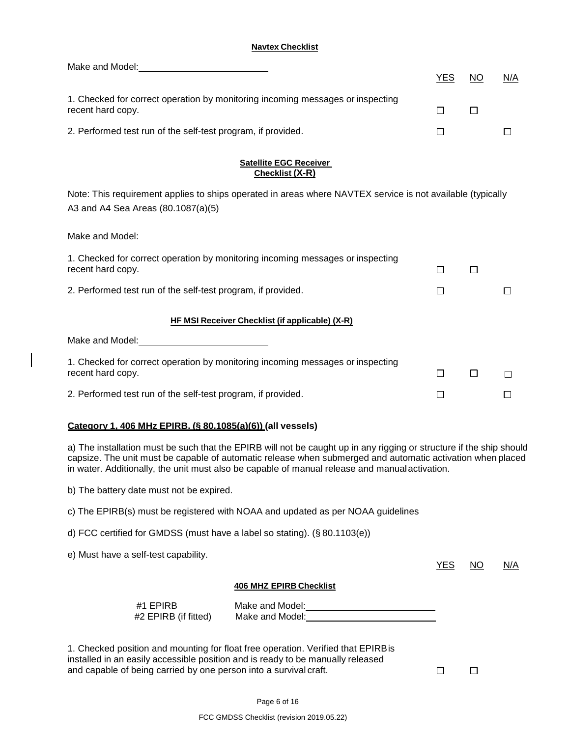**Navtex Checklist**

Make and Model: ________________________

| | YES | NO | N/A |
|---|---|---|---|
| 1. Checked for correct operation by monitoring incoming messages or inspecting recent hard copy. | ☐ | ☐ | |
| 2. Performed test run of the self-test program, if provided. | ☐ | | ☐ |

**Satellite EGC Receiver Checklist (X-R)**

Note: This requirement applies to ships operated in areas where NAVTEX service is not available (typically A3 and A4 Sea Areas (80.1087(a)(5)

Make and Model: ________________________

| | YES | NO | N/A |
|---|---|---|---|
| 1. Checked for correct operation by monitoring incoming messages or inspecting recent hard copy. | ☐ | ☐ | |
| 2. Performed test run of the self-test program, if provided. | ☐ | | ☐ |

**HF MSI Receiver Checklist (if applicable) (X-R)**

Make and Model: ________________________

| | YES | NO | N/A |
|---|---|---|---|
| 1. Checked for correct operation by monitoring incoming messages or inspecting recent hard copy. | ☐ | ☐ | ☐ |
| 2. Performed test run of the self-test program, if provided. | ☐ | | ☐ |

**Category 1, 406 MHz EPIRB. (§ 80.1085(a)(6)) (all vessels)**

a) The installation must be such that the EPIRB will not be caught up in any rigging or structure if the ship should capsize. The unit must be capable of automatic release when submerged and automatic activation when placed in water. Additionally, the unit must also be capable of manual release and manual activation.

b) The battery date must not be expired.

c) The EPIRB(s) must be registered with NOAA and updated as per NOAA guidelines

d) FCC certified for GMDSS (must have a label so stating). (§ 80.1103(e))

e) Must have a self-test capability.

**406 MHZ EPIRB Checklist**

#1 EPIRB — Make and Model: ________________________

#2 EPIRB (if fitted) — Make and Model: ________________________

| | YES | NO | N/A |
|---|---|---|---|
| 1. Checked position and mounting for float free operation. Verified that EPIRB is installed in an easily accessible position and is ready to be manually released and capable of being carried by one person into a survival craft. | ☐ | ☐ | |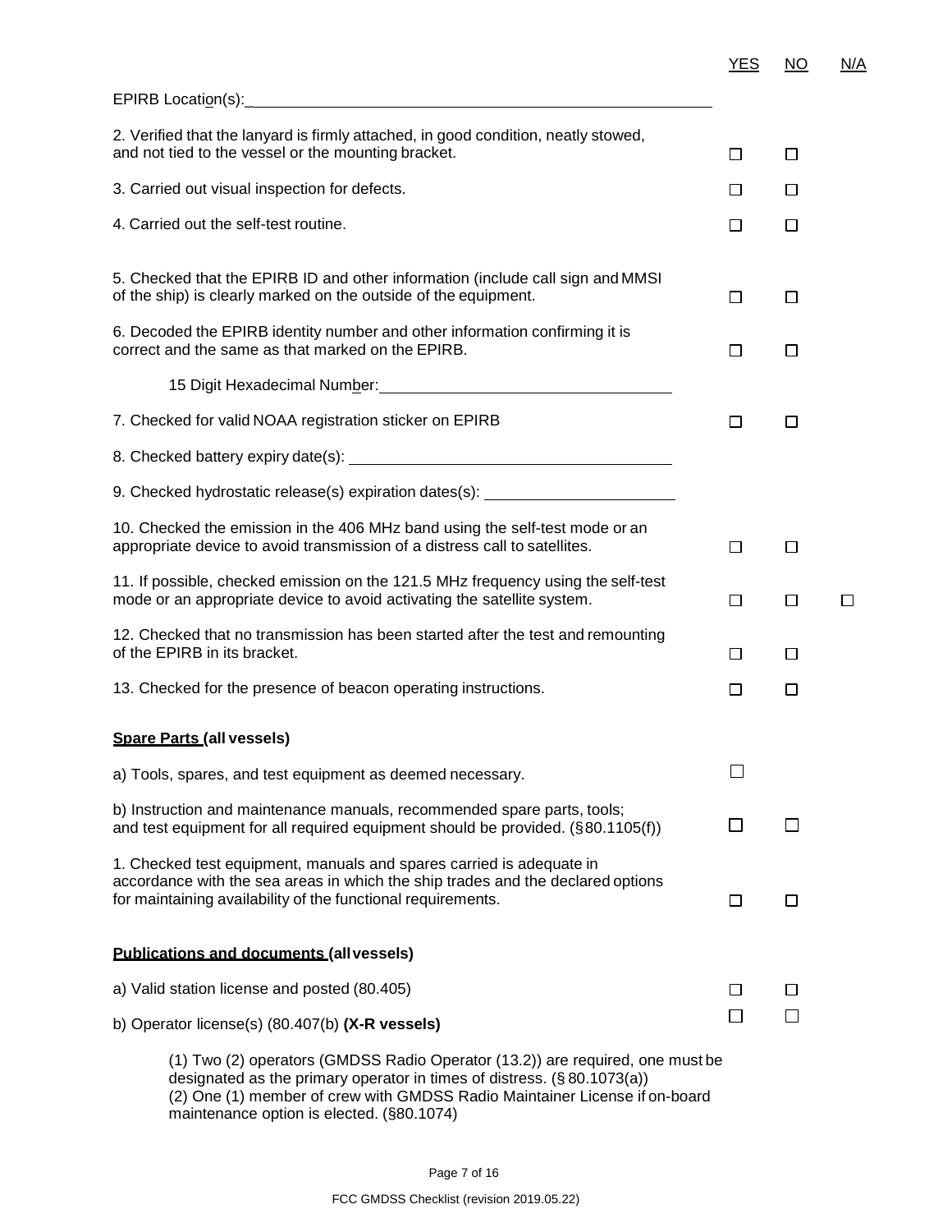| | YES | NO | N/A |
|---|---|---|---|
| EPIRB Location(s): ______________________ | | | |
| 2. Verified that the lanyard is firmly attached, in good condition, neatly stowed, and not tied to the vessel or the mounting bracket. | ☐ | ☐ | |
| 3. Carried out visual inspection for defects. | ☐ | ☐ | |
| 4. Carried out the self-test routine. | ☐ | ☐ | |
| 5. Checked that the EPIRB ID and other information (include call sign and MMSI of the ship) is clearly marked on the outside of the equipment. | ☐ | ☐ | |
| 6. Decoded the EPIRB identity number and other information confirming it is correct and the same as that marked on the EPIRB. | ☐ | ☐ | |
| 15 Digit Hexadecimal Number: ______________________ | | | |
| 7. Checked for valid NOAA registration sticker on EPIRB | ☐ | ☐ | |
| 8. Checked battery expiry date(s): ______________________ | | | |
| 9. Checked hydrostatic release(s) expiration dates(s): ______________________ | | | |
| 10. Checked the emission in the 406 MHz band using the self-test mode or an appropriate device to avoid transmission of a distress call to satellites. | ☐ | ☐ | |
| 11. If possible, checked emission on the 121.5 MHz frequency using the self-test mode or an appropriate device to avoid activating the satellite system. | ☐ | ☐ | ☐ |
| 12. Checked that no transmission has been started after the test and remounting of the EPIRB in its bracket. | ☐ | ☐ | |
| 13. Checked for the presence of beacon operating instructions. | ☐ | ☐ | |

**Spare Parts (all vessels)**

| | YES | NO | N/A |
|---|---|---|---|
| a) Tools, spares, and test equipment as deemed necessary. | ☐ | | |
| b) Instruction and maintenance manuals, recommended spare parts, tools; and test equipment for all required equipment should be provided. (§80.1105(f)) | ☐ | ☐ | |
| 1. Checked test equipment, manuals and spares carried is adequate in accordance with the sea areas in which the ship trades and the declared options for maintaining availability of the functional requirements. | ☐ | ☐ | |

**Publications and documents (all vessels)**

| | YES | NO | N/A |
|---|---|---|---|
| a) Valid station license and posted (80.405) | ☐ | ☐ | |
| b) Operator license(s) (80.407(b) **(X-R vessels)** | ☐ | ☐ | |

(1) Two (2) operators (GMDSS Radio Operator (13.2)) are required, one must be designated as the primary operator in times of distress. (§ 80.1073(a))
(2) One (1) member of crew with GMDSS Radio Maintainer License if on-board maintenance option is elected. (§80.1074)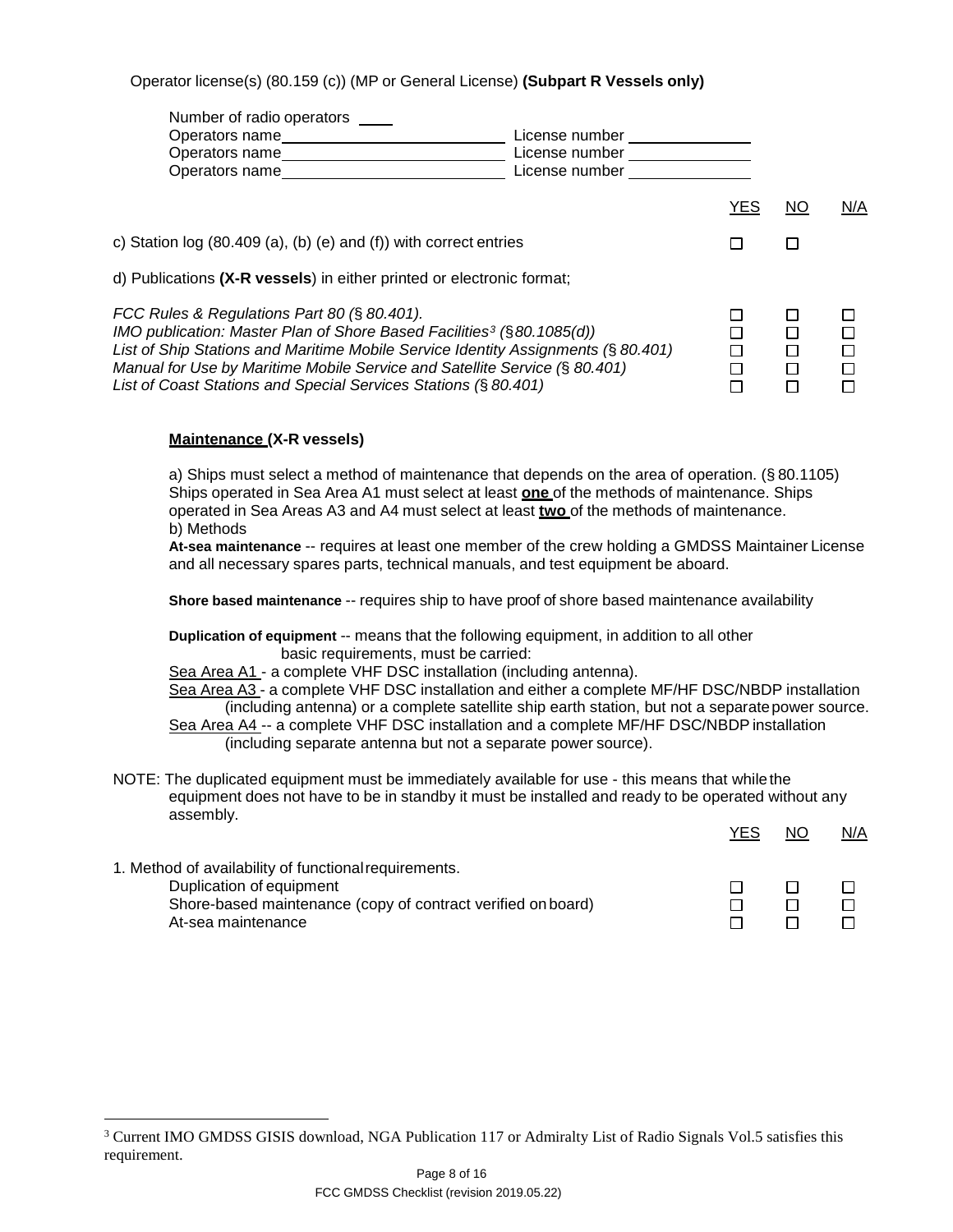Operator license(s) (80.159 (c)) (MP or General License) **(Subpart R Vessels only)**

Number of radio operators ____
Operators name__________________________ License number ______________
Operators name__________________________ License number ______________
Operators name__________________________ License number ______________

| | YES | NO | N/A |
|---|---|---|---|
| c) Station log (80.409 (a), (b) (e) and (f)) with correct entries | ☐ | ☐ | |
| d) Publications **(X-R vessels**) in either printed or electronic format; | | | |
| *FCC Rules & Regulations Part 80 (§ 80.401).* | ☐ | ☐ | ☐ |
| *IMO publication: Master Plan of Shore Based Facilities[3] (§80.1085(d))* | ☐ | ☐ | ☐ |
| *List of Ship Stations and Maritime Mobile Service Identity Assignments (§ 80.401)* | ☐ | ☐ | ☐ |
| *Manual for Use by Maritime Mobile Service and Satellite Service (§ 80.401)* | ☐ | ☐ | ☐ |
| *List of Coast Stations and Special Services Stations (§ 80.401)* | ☐ | ☐ | ☐ |

**Maintenance (X-R vessels)**

a) Ships must select a method of maintenance that depends on the area of operation. (§ 80.1105) Ships operated in Sea Area A1 must select at least **one** of the methods of maintenance. Ships operated in Sea Areas A3 and A4 must select at least **two** of the methods of maintenance.
b) Methods

**At-sea maintenance** -- requires at least one member of the crew holding a GMDSS Maintainer License and all necessary spares parts, technical manuals, and test equipment be aboard.

**Shore based maintenance** -- requires ship to have proof of shore based maintenance availability

**Duplication of equipment** -- means that the following equipment, in addition to all other basic requirements, must be carried:

Sea Area A1 - a complete VHF DSC installation (including antenna).
Sea Area A3 - a complete VHF DSC installation and either a complete MF/HF DSC/NBDP installation (including antenna) or a complete satellite ship earth station, but not a separate power source.
Sea Area A4 -- a complete VHF DSC installation and a complete MF/HF DSC/NBDP installation (including separate antenna but not a separate power source).

NOTE: The duplicated equipment must be immediately available for use - this means that while the equipment does not have to be in standby it must be installed and ready to be operated without any assembly.

| | YES | NO | N/A |
|---|---|---|---|
| 1. Method of availability of functional requirements. | | | |
| Duplication of equipment | ☐ | ☐ | ☐ |
| Shore-based maintenance (copy of contract verified on board) | ☐ | ☐ | ☐ |
| At-sea maintenance | ☐ | ☐ | ☐ |

[3] Current IMO GMDSS GISIS download, NGA Publication 117 or Admiralty List of Radio Signals Vol.5 satisfies this requirement.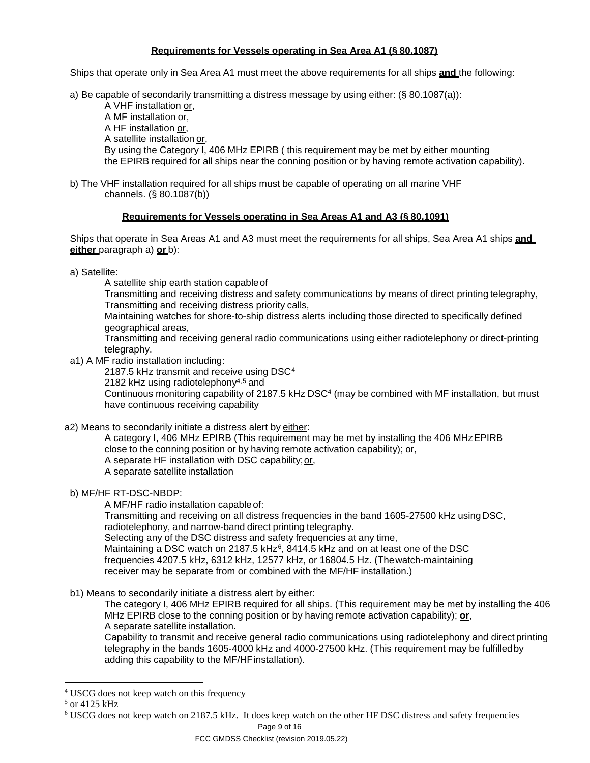## Requirements for Vessels operating in Sea Area A1 (§ 80.1087)

Ships that operate only in Sea Area A1 must meet the above requirements for all ships **and** the following:

a) Be capable of secondarily transmitting a distress message by using either: (§ 80.1087(a)):

A VHF installation or,
A MF installation or,
A HF installation or,
A satellite installation or,
By using the Category I, 406 MHz EPIRB ( this requirement may be met by either mounting the EPIRB required for all ships near the conning position or by having remote activation capability).

b) The VHF installation required for all ships must be capable of operating on all marine VHF channels. (§ 80.1087(b))

## Requirements for Vessels operating in Sea Areas A1 and A3 (§ 80.1091)

Ships that operate in Sea Areas A1 and A3 must meet the requirements for all ships, Sea Area A1 ships **and either** paragraph a) **or** b):

a) Satellite:

A satellite ship earth station capable of
Transmitting and receiving distress and safety communications by means of direct printing telegraphy,
Transmitting and receiving distress priority calls,
Maintaining watches for shore-to-ship distress alerts including those directed to specifically defined geographical areas,
Transmitting and receiving general radio communications using either radiotelephony or direct-printing telegraphy.

a1) A MF radio installation including:

2187.5 kHz transmit and receive using DSC[4]
2182 kHz using radiotelephony[4,5] and
Continuous monitoring capability of 2187.5 kHz DSC[4] (may be combined with MF installation, but must have continuous receiving capability

a2) Means to secondarily initiate a distress alert by either:

A category I, 406 MHz EPIRB (This requirement may be met by installing the 406 MHz EPIRB close to the conning position or by having remote activation capability); or,
A separate HF installation with DSC capability; or,
A separate satellite installation

b) MF/HF RT-DSC-NBDP:

A MF/HF radio installation capable of:
Transmitting and receiving on all distress frequencies in the band 1605-27500 kHz using DSC, radiotelephony, and narrow-band direct printing telegraphy.
Selecting any of the DSC distress and safety frequencies at any time,
Maintaining a DSC watch on 2187.5 kHz[6], 8414.5 kHz and on at least one of the DSC frequencies 4207.5 kHz, 6312 kHz, 12577 kHz, or 16804.5 Hz. (The watch-maintaining receiver may be separate from or combined with the MF/HF installation.)

b1) Means to secondarily initiate a distress alert by either:

The category I, 406 MHz EPIRB required for all ships. (This requirement may be met by installing the 406 MHz EPIRB close to the conning position or by having remote activation capability); **or**,
A separate satellite installation.
Capability to transmit and receive general radio communications using radiotelephony and direct printing telegraphy in the bands 1605-4000 kHz and 4000-27500 kHz. (This requirement may be fulfilled by adding this capability to the MF/HF installation).

---

[4] USCG does not keep watch on this frequency

[5] or 4125 kHz

[6] USCG does not keep watch on 2187.5 kHz. It does keep watch on the other HF DSC distress and safety frequencies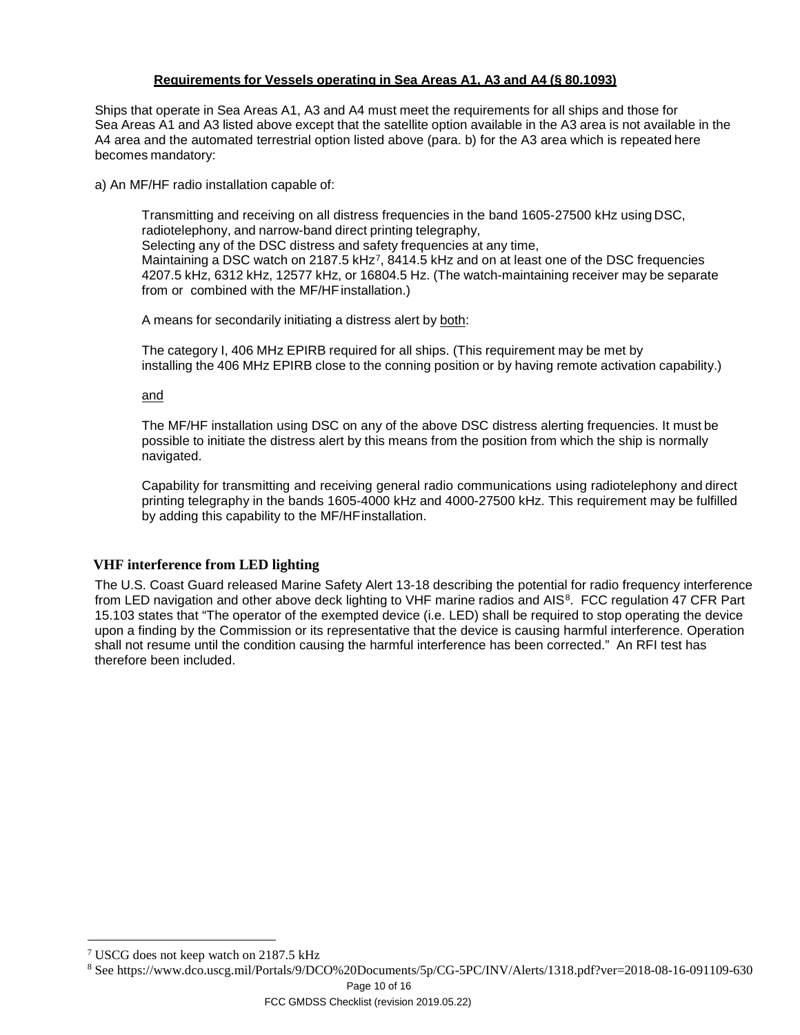## Requirements for Vessels operating in Sea Areas A1, A3 and A4 (§ 80.1093)

Ships that operate in Sea Areas A1, A3 and A4 must meet the requirements for all ships and those for Sea Areas A1 and A3 listed above except that the satellite option available in the A3 area is not available in the A4 area and the automated terrestrial option listed above (para. b) for the A3 area which is repeated here becomes mandatory:

a) An MF/HF radio installation capable of:

> Transmitting and receiving on all distress frequencies in the band 1605-27500 kHz using DSC, radiotelephony, and narrow-band direct printing telegraphy,
> Selecting any of the DSC distress and safety frequencies at any time,
> Maintaining a DSC watch on 2187.5 kHz[7], 8414.5 kHz and on at least one of the DSC frequencies 4207.5 kHz, 6312 kHz, 12577 kHz, or 16804.5 Hz. (The watch-maintaining receiver may be separate from or combined with the MF/HF installation.)
>
> A means for secondarily initiating a distress alert by both:
>
> The category I, 406 MHz EPIRB required for all ships. (This requirement may be met by installing the 406 MHz EPIRB close to the conning position or by having remote activation capability.)
>
> and
>
> The MF/HF installation using DSC on any of the above DSC distress alerting frequencies. It must be possible to initiate the distress alert by this means from the position from which the ship is normally navigated.
>
> Capability for transmitting and receiving general radio communications using radiotelephony and direct printing telegraphy in the bands 1605-4000 kHz and 4000-27500 kHz. This requirement may be fulfilled by adding this capability to the MF/HF installation.

## VHF interference from LED lighting

The U.S. Coast Guard released Marine Safety Alert 13-18 describing the potential for radio frequency interference from LED navigation and other above deck lighting to VHF marine radios and AIS[8]. FCC regulation 47 CFR Part 15.103 states that "The operator of the exempted device (i.e. LED) shall be required to stop operating the device upon a finding by the Commission or its representative that the device is causing harmful interference. Operation shall not resume until the condition causing the harmful interference has been corrected." An RFI test has therefore been included.

---

[7] USCG does not keep watch on 2187.5 kHz

[8] See https://www.dco.uscg.mil/Portals/9/DCO%20Documents/5p/CG-5PC/INV/Alerts/1318.pdf?ver=2018-08-16-091109-630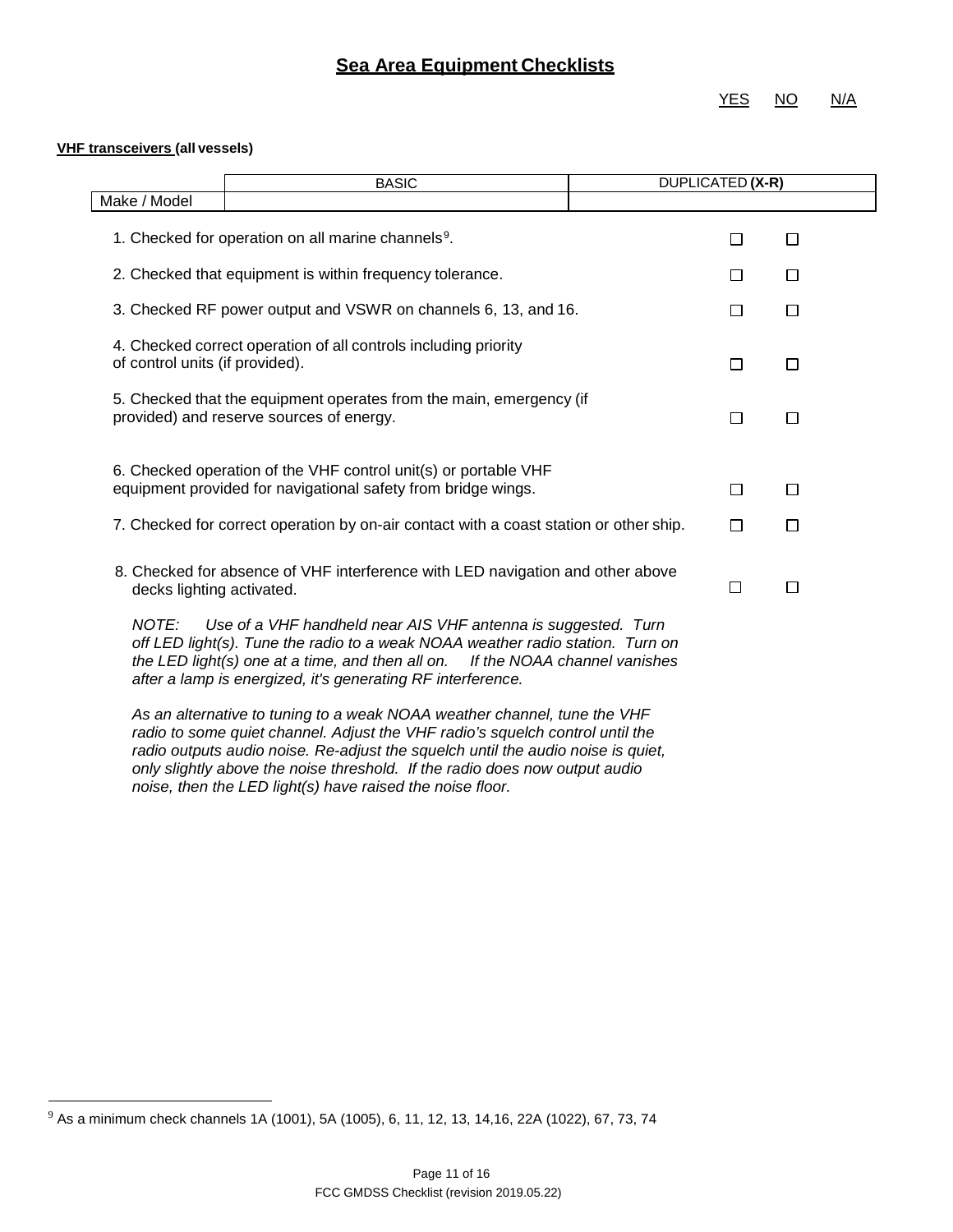## Sea Area Equipment Checklists

YES NO N/A

**VHF transceivers (all vessels)**

| | BASIC | DUPLICATED **(X-R)** |
|---|---|---|
| Make / Model | | |

| | YES | NO | N/A |
|---|---|---|---|
| 1. Checked for operation on all marine channels[9]. | ☐ | ☐ | |
| 2. Checked that equipment is within frequency tolerance. | ☐ | ☐ | |
| 3. Checked RF power output and VSWR on channels 6, 13, and 16. | ☐ | ☐ | |
| 4. Checked correct operation of all controls including priority of control units (if provided). | ☐ | ☐ | |
| 5. Checked that the equipment operates from the main, emergency (if provided) and reserve sources of energy. | ☐ | ☐ | |
| 6. Checked operation of the VHF control unit(s) or portable VHF equipment provided for navigational safety from bridge wings. | ☐ | ☐ | |
| 7. Checked for correct operation by on-air contact with a coast station or other ship. | ☐ | ☐ | |
| 8. Checked for absence of VHF interference with LED navigation and other above decks lighting activated. | ☐ | ☐ | |

*NOTE: Use of a VHF handheld near AIS VHF antenna is suggested. Turn off LED light(s). Tune the radio to a weak NOAA weather radio station. Turn on the LED light(s) one at a time, and then all on. If the NOAA channel vanishes after a lamp is energized, it's generating RF interference.*

*As an alternative to tuning to a weak NOAA weather channel, tune the VHF radio to some quiet channel. Adjust the VHF radio's squelch control until the radio outputs audio noise. Re-adjust the squelch until the audio noise is quiet, only slightly above the noise threshold. If the radio does now output audio noise, then the LED light(s) have raised the noise floor.*

---

[9] As a minimum check channels 1A (1001), 5A (1005), 6, 11, 12, 13, 14,16, 22A (1022), 67, 73, 74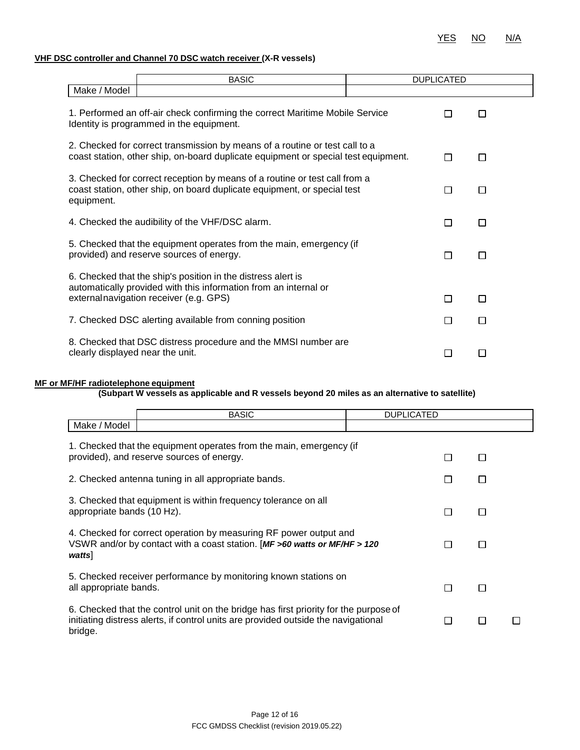| | YES | NO | N/A |
|---|---|---|---|

**VHF DSC controller and Channel 70 DSC watch receiver (X-R vessels)**

| | BASIC | DUPLICATED |
|---|---|---|
| Make / Model | | |

| | YES | NO | N/A |
|---|---|---|---|
| 1. Performed an off-air check confirming the correct Maritime Mobile Service Identity is programmed in the equipment. | ☐ | ☐ | |
| 2. Checked for correct transmission by means of a routine or test call to a coast station, other ship, on-board duplicate equipment or special test equipment. | ☐ | ☐ | |
| 3. Checked for correct reception by means of a routine or test call from a coast station, other ship, on board duplicate equipment, or special test equipment. | ☐ | ☐ | |
| 4. Checked the audibility of the VHF/DSC alarm. | ☐ | ☐ | |
| 5. Checked that the equipment operates from the main, emergency (if provided) and reserve sources of energy. | ☐ | ☐ | |
| 6. Checked that the ship's position in the distress alert is automatically provided with this information from an internal or external navigation receiver (e.g. GPS) | ☐ | ☐ | |
| 7. Checked DSC alerting available from conning position | ☐ | ☐ | |
| 8. Checked that DSC distress procedure and the MMSI number are clearly displayed near the unit. | ☐ | ☐ | |

**MF or MF/HF radiotelephone equipment**

**(Subpart W vessels as applicable and R vessels beyond 20 miles as an alternative to satellite)**

| | BASIC | DUPLICATED |
|---|---|---|
| Make / Model | | |

| | YES | NO | N/A |
|---|---|---|---|
| 1. Checked that the equipment operates from the main, emergency (if provided), and reserve sources of energy. | ☐ | ☐ | |
| 2. Checked antenna tuning in all appropriate bands. | ☐ | ☐ | |
| 3. Checked that equipment is within frequency tolerance on all appropriate bands (10 Hz). | ☐ | ☐ | |
| 4. Checked for correct operation by measuring RF power output and VSWR and/or by contact with a coast station. [***MF >60 watts or MF/HF > 120 watts***] | ☐ | ☐ | |
| 5. Checked receiver performance by monitoring known stations on all appropriate bands. | ☐ | ☐ | |
| 6. Checked that the control unit on the bridge has first priority for the purpose of initiating distress alerts, if control units are provided outside the navigational bridge. | ☐ | ☐ | ☐ |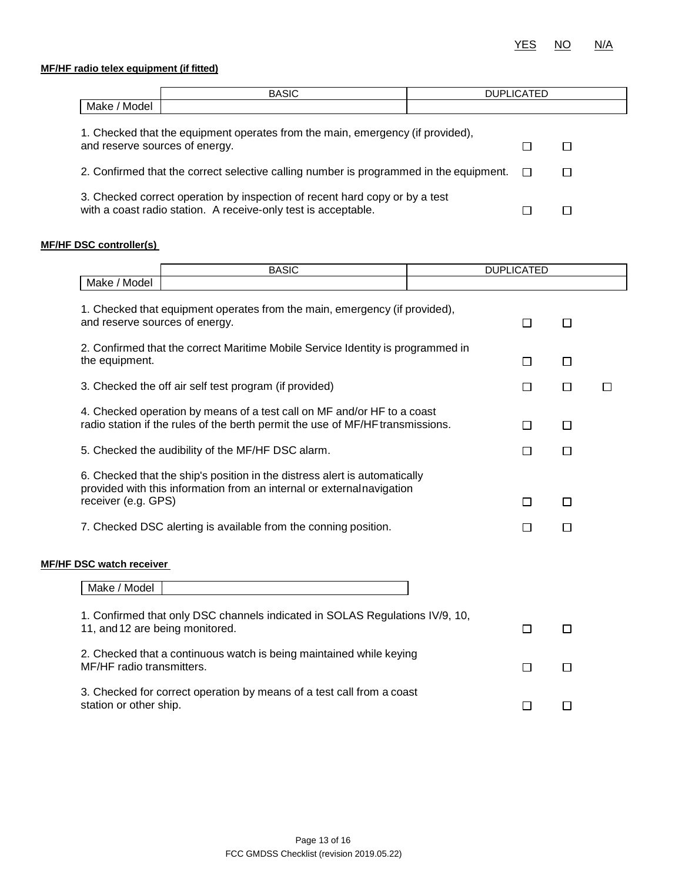| | YES | NO | N/A |
|---|---|---|---|

**MF/HF radio telex equipment (if fitted)**

| | BASIC | DUPLICATED |
|---|---|---|
| Make / Model | | |

| | YES | NO | N/A |
|---|---|---|---|
| 1. Checked that the equipment operates from the main, emergency (if provided), and reserve sources of energy. | ☐ | ☐ | |
| 2. Confirmed that the correct selective calling number is programmed in the equipment. | ☐ | ☐ | |
| 3. Checked correct operation by inspection of recent hard copy or by a test with a coast radio station. A receive-only test is acceptable. | ☐ | ☐ | |

**MF/HF DSC controller(s)**

| | BASIC | DUPLICATED |
|---|---|---|
| Make / Model | | |

| | YES | NO | N/A |
|---|---|---|---|
| 1. Checked that equipment operates from the main, emergency (if provided), and reserve sources of energy. | ☐ | ☐ | |
| 2. Confirmed that the correct Maritime Mobile Service Identity is programmed in the equipment. | ☐ | ☐ | |
| 3. Checked the off air self test program (if provided) | ☐ | ☐ | ☐ |
| 4. Checked operation by means of a test call on MF and/or HF to a coast radio station if the rules of the berth permit the use of MF/HF transmissions. | ☐ | ☐ | |
| 5. Checked the audibility of the MF/HF DSC alarm. | ☐ | ☐ | |
| 6. Checked that the ship's position in the distress alert is automatically provided with this information from an internal or external navigation receiver (e.g. GPS) | ☐ | ☐ | |
| 7. Checked DSC alerting is available from the conning position. | ☐ | ☐ | |

**MF/HF DSC watch receiver**

| Make / Model | |
|---|---|

| | YES | NO | N/A |
|---|---|---|---|
| 1. Confirmed that only DSC channels indicated in SOLAS Regulations IV/9, 10, 11, and 12 are being monitored. | ☐ | ☐ | |
| 2. Checked that a continuous watch is being maintained while keying MF/HF radio transmitters. | ☐ | ☐ | |
| 3. Checked for correct operation by means of a test call from a coast station or other ship. | ☐ | ☐ | |

FCC GMDSS Checklist (revision 2019.05.22)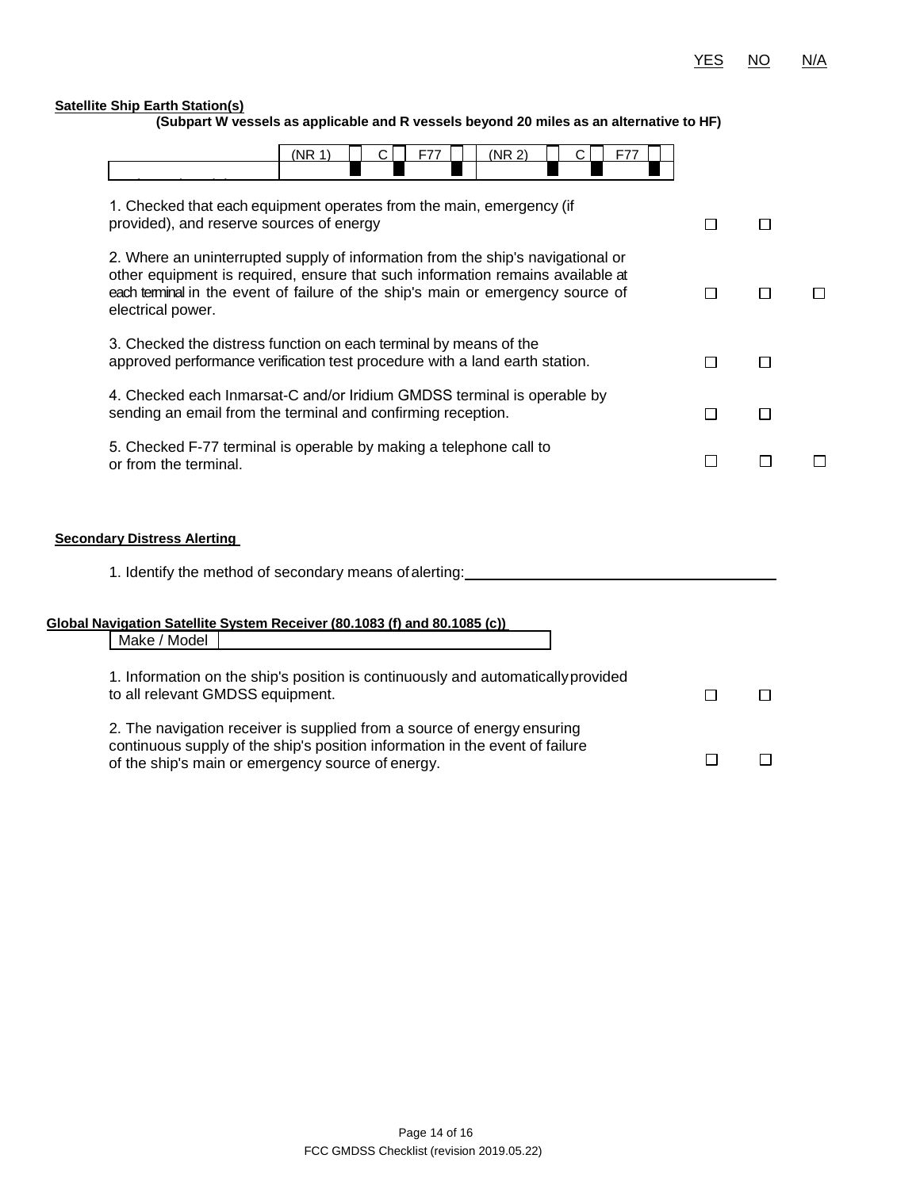| | | | |
|---|---|---|---|
| | YES | NO | N/A |

**Satellite Ship Earth Station(s)**

**(Subpart W vessels as applicable and R vessels beyond 20 miles as an alternative to HF)**

| | (NR 1) | C ☐ | F77 ☐ | (NR 2) | C ☐ | F77 ☐ |
|---|---|---|---|---|---|---|
| | | | | | | |

| Item | YES | NO | N/A |
|---|---|---|---|
| 1. Checked that each equipment operates from the main, emergency (if provided), and reserve sources of energy | ☐ | ☐ | |
| 2. Where an uninterrupted supply of information from the ship's navigational or other equipment is required, ensure that such information remains available at each terminal in the event of failure of the ship's main or emergency source of electrical power. | ☐ | ☐ | ☐ |
| 3. Checked the distress function on each terminal by means of the approved performance verification test procedure with a land earth station. | ☐ | ☐ | |
| 4. Checked each Inmarsat-C and/or Iridium GMDSS terminal is operable by sending an email from the terminal and confirming reception. | ☐ | ☐ | |
| 5. Checked F-77 terminal is operable by making a telephone call to or from the terminal. | ☐ | ☐ | ☐ |

**Secondary Distress Alerting**

1. Identify the method of secondary means of alerting: ____________________

**Global Navigation Satellite System Receiver (80.1083 (f) and 80.1085 (c))**

| Make / Model | |
|---|---|

| Item | YES | NO |
|---|---|---|
| 1. Information on the ship's position is continuously and automatically provided to all relevant GMDSS equipment. | ☐ | ☐ |
| 2. The navigation receiver is supplied from a source of energy ensuring continuous supply of the ship's position information in the event of failure of the ship's main or emergency source of energy. | ☐ | ☐ |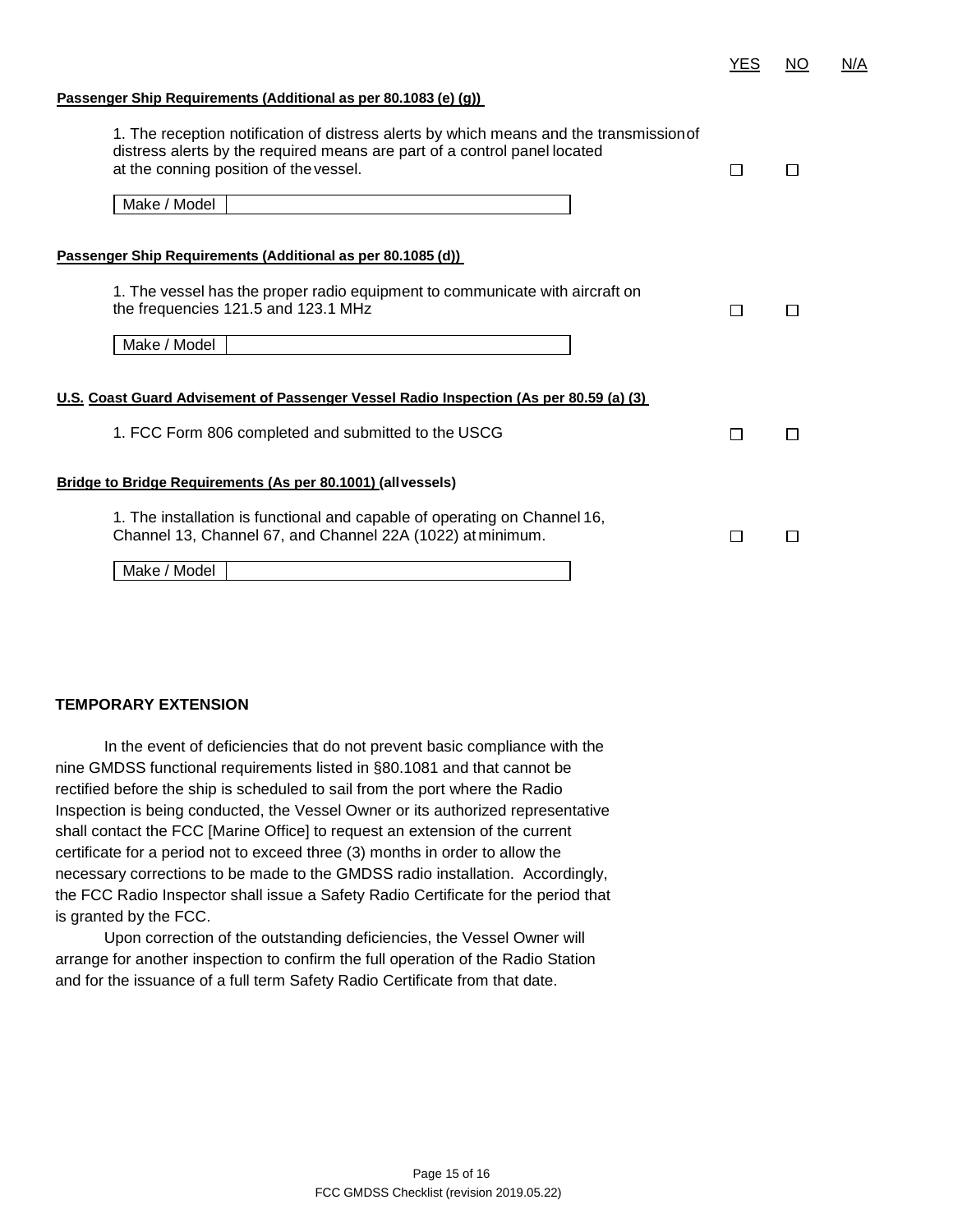| | YES | NO | N/A |
|---|---|---|---|

**Passenger Ship Requirements (Additional as per 80.1083 (e) (g))**

| | YES | NO | N/A |
|---|---|---|---|
| 1. The reception notification of distress alerts by which means and the transmission of distress alerts by the required means are part of a control panel located at the conning position of the vessel. | ☐ | ☐ | |

| Make / Model | |
|---|---|

**Passenger Ship Requirements (Additional as per 80.1085 (d))**

| | YES | NO | N/A |
|---|---|---|---|
| 1. The vessel has the proper radio equipment to communicate with aircraft on the frequencies 121.5 and 123.1 MHz | ☐ | ☐ | |

| Make / Model | |
|---|---|

**U.S. Coast Guard Advisement of Passenger Vessel Radio Inspection (As per 80.59 (a) (3)**

| | YES | NO | N/A |
|---|---|---|---|
| 1. FCC Form 806 completed and submitted to the USCG | ☐ | ☐ | |

**Bridge to Bridge Requirements (As per 80.1001) (all vessels)**

| | YES | NO | N/A |
|---|---|---|---|
| 1. The installation is functional and capable of operating on Channel 16, Channel 13, Channel 67, and Channel 22A (1022) at minimum. | ☐ | ☐ | |

| Make / Model | |
|---|---|

**TEMPORARY EXTENSION**

In the event of deficiencies that do not prevent basic compliance with the nine GMDSS functional requirements listed in §80.1081 and that cannot be rectified before the ship is scheduled to sail from the port where the Radio Inspection is being conducted, the Vessel Owner or its authorized representative shall contact the FCC [Marine Office] to request an extension of the current certificate for a period not to exceed three (3) months in order to allow the necessary corrections to be made to the GMDSS radio installation. Accordingly, the FCC Radio Inspector shall issue a Safety Radio Certificate for the period that is granted by the FCC.

Upon correction of the outstanding deficiencies, the Vessel Owner will arrange for another inspection to confirm the full operation of the Radio Station and for the issuance of a full term Safety Radio Certificate from that date.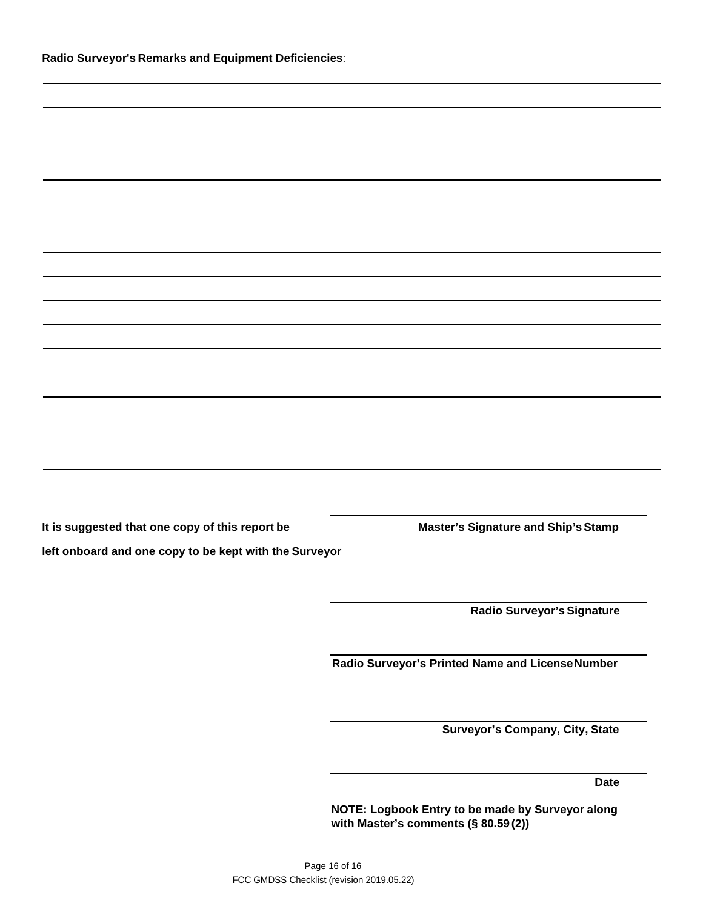**Radio Surveyor's Remarks and Equipment Deficiencies**:

_______________________________________________

_______________________________________________

_______________________________________________

_______________________________________________

_______________________________________________

_______________________________________________

_______________________________________________

_______________________________________________

_______________________________________________

_______________________________________________

_______________________________________________

_______________________________________________

_______________________________________________

_______________________________________________

_______________________________________________

_______________________________________________

**It is suggested that one copy of this report be left onboard and one copy to be kept with the Surveyor**

_______________________________________________
**Master's Signature and Ship's Stamp**

_______________________________________________
**Radio Surveyor's Signature**

_______________________________________________
**Radio Surveyor's Printed Name and License Number**

_______________________________________________
**Surveyor's Company, City, State**

_______________________________________________
**Date**

**NOTE: Logbook Entry to be made by Surveyor along with Master's comments (§ 80.59 (2))**

FCC GMDSS Checklist (revision 2019.05.22)